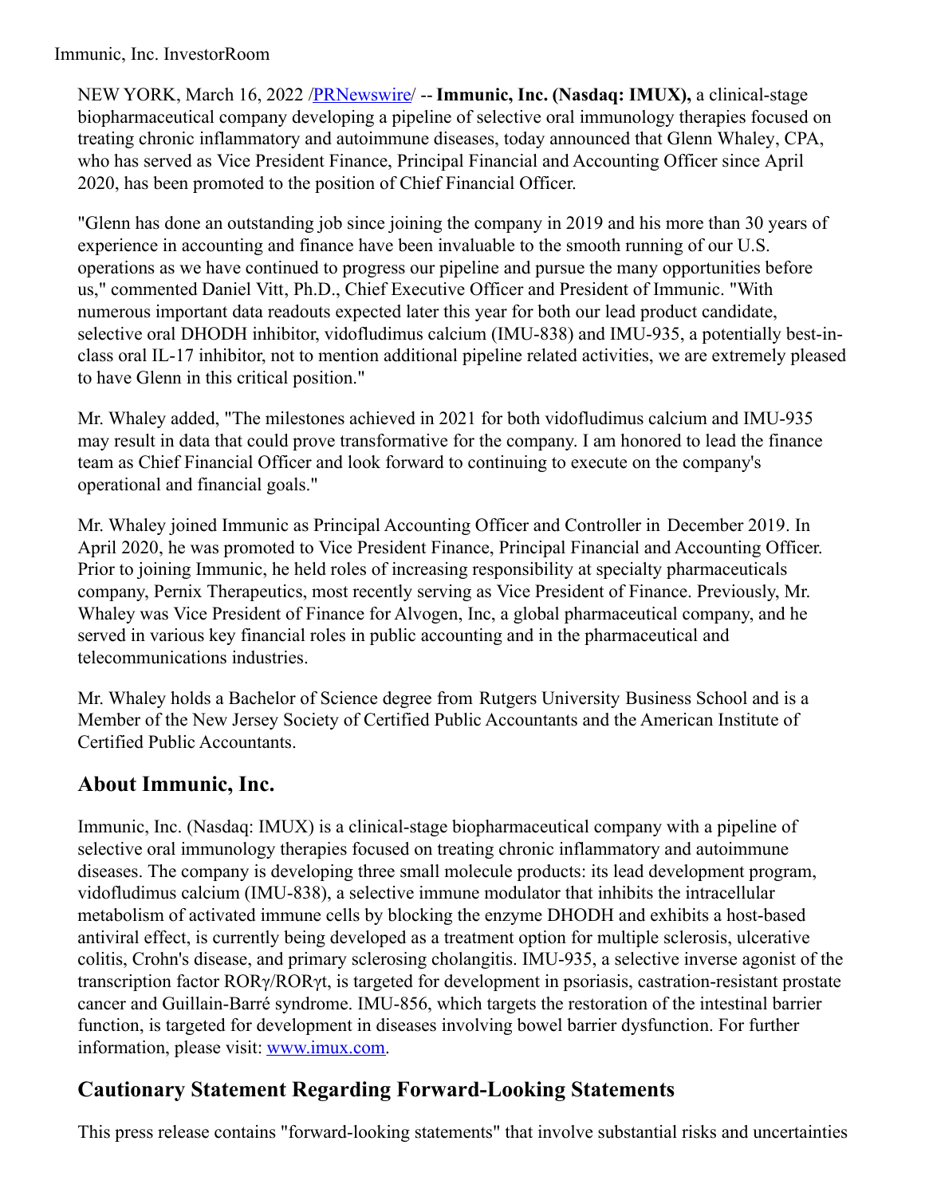Immunic, Inc. InvestorRoom

NEW YORK, March 16, 2022 /PRNewswire/ -- **Immunic, Inc. (Nasdaq: IMUX),** a clinical-stage biopharmaceutical company developing a pipeline of selective oral immunology therapies focused on treating chronic inflammatory and autoimmune diseases, today announced that Glenn Whaley, CPA, who has served as Vice President Finance, Principal Financial and Accounting Officer since April 2020, has been promoted to the position of Chief Financial Officer.

"Glenn has done an outstanding job since joining the company in 2019 and his more than 30 years of experience in accounting and finance have been invaluable to the smooth running of our U.S. operations as we have continued to progress our pipeline and pursue the many opportunities before us," commented Daniel Vitt, Ph.D., Chief Executive Officer and President of Immunic. "With numerous important data readouts expected later this year for both our lead product candidate, selective oral DHODH inhibitor, vidofludimus calcium (IMU-838) and IMU-935, a potentially best-in-class oral IL-17 inhibitor, not to mention additional pipeline related activities, we are extremely pleased to have Glenn in this critical position."

Mr. Whaley added, "The milestones achieved in 2021 for both vidofludimus calcium and IMU-935 may result in data that could prove transformative for the company. I am honored to lead the finance team as Chief Financial Officer and look forward to continuing to execute on the company's operational and financial goals."

Mr. Whaley joined Immunic as Principal Accounting Officer and Controller in December 2019. In April 2020, he was promoted to Vice President Finance, Principal Financial and Accounting Officer. Prior to joining Immunic, he held roles of increasing responsibility at specialty pharmaceuticals company, Pernix Therapeutics, most recently serving as Vice President of Finance. Previously, Mr. Whaley was Vice President of Finance for Alvogen, Inc, a global pharmaceutical company, and he served in various key financial roles in public accounting and in the pharmaceutical and telecommunications industries.

Mr. Whaley holds a Bachelor of Science degree from Rutgers University Business School and is a Member of the New Jersey Society of Certified Public Accountants and the American Institute of Certified Public Accountants.

## About Immunic, Inc.

Immunic, Inc. (Nasdaq: IMUX) is a clinical-stage biopharmaceutical company with a pipeline of selective oral immunology therapies focused on treating chronic inflammatory and autoimmune diseases. The company is developing three small molecule products: its lead development program, vidofludimus calcium (IMU-838), a selective immune modulator that inhibits the intracellular metabolism of activated immune cells by blocking the enzyme DHODH and exhibits a host-based antiviral effect, is currently being developed as a treatment option for multiple sclerosis, ulcerative colitis, Crohn's disease, and primary sclerosing cholangitis. IMU-935, a selective inverse agonist of the transcription factor RORγ/RORγt, is targeted for development in psoriasis, castration-resistant prostate cancer and Guillain-Barré syndrome. IMU-856, which targets the restoration of the intestinal barrier function, is targeted for development in diseases involving bowel barrier dysfunction. For further information, please visit: www.imux.com.

## Cautionary Statement Regarding Forward-Looking Statements

This press release contains "forward-looking statements" that involve substantial risks and uncertainties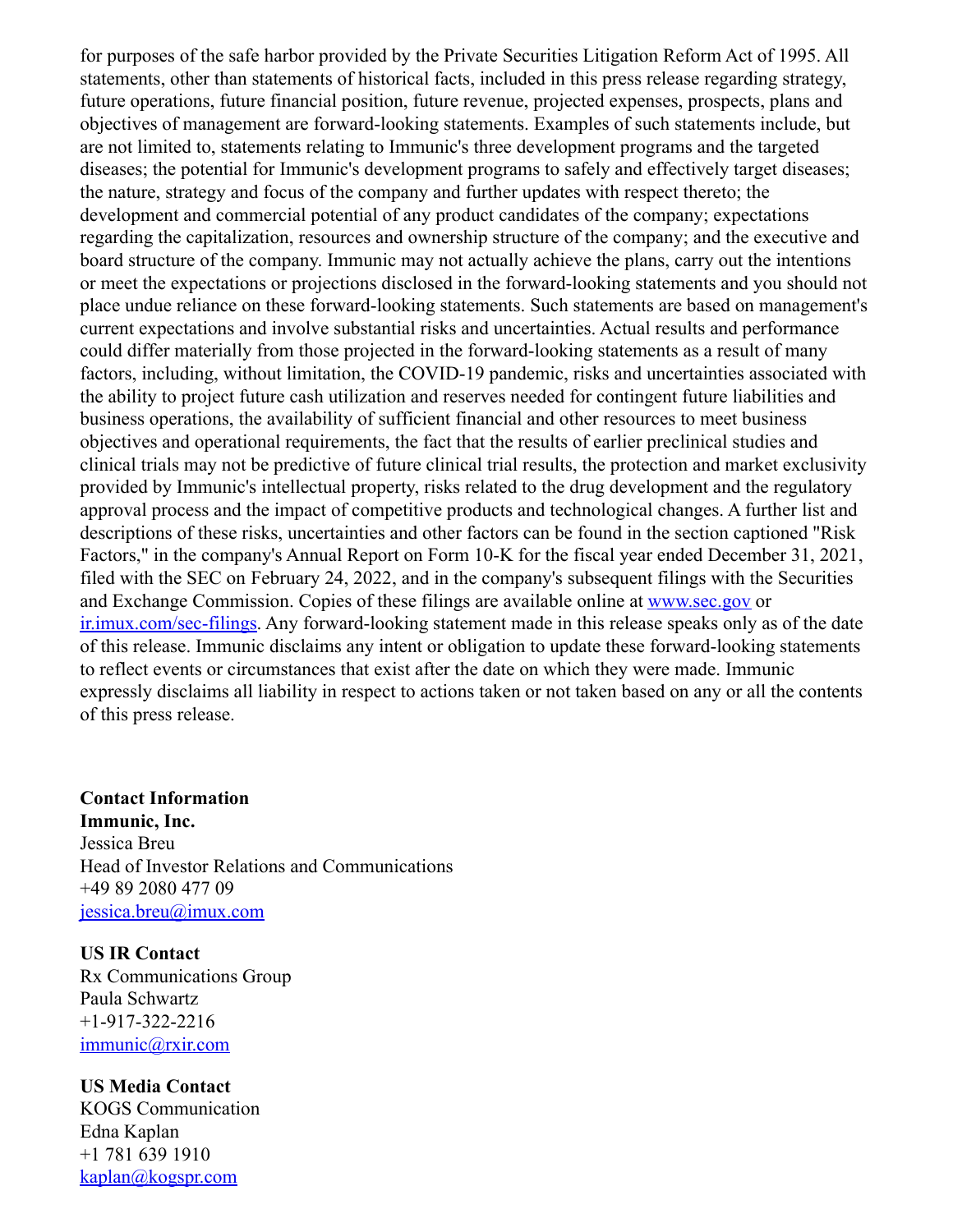for purposes of the safe harbor provided by the Private Securities Litigation Reform Act of 1995. All statements, other than statements of historical facts, included in this press release regarding strategy, future operations, future financial position, future revenue, projected expenses, prospects, plans and objectives of management are forward-looking statements. Examples of such statements include, but are not limited to, statements relating to Immunic's three development programs and the targeted diseases; the potential for Immunic's development programs to safely and effectively target diseases; the nature, strategy and focus of the company and further updates with respect thereto; the development and commercial potential of any product candidates of the company; expectations regarding the capitalization, resources and ownership structure of the company; and the executive and board structure of the company. Immunic may not actually achieve the plans, carry out the intentions or meet the expectations or projections disclosed in the forward-looking statements and you should not place undue reliance on these forward-looking statements. Such statements are based on management's current expectations and involve substantial risks and uncertainties. Actual results and performance could differ materially from those projected in the forward-looking statements as a result of many factors, including, without limitation, the COVID-19 pandemic, risks and uncertainties associated with the ability to project future cash utilization and reserves needed for contingent future liabilities and business operations, the availability of sufficient financial and other resources to meet business objectives and operational requirements, the fact that the results of earlier preclinical studies and clinical trials may not be predictive of future clinical trial results, the protection and market exclusivity provided by Immunic's intellectual property, risks related to the drug development and the regulatory approval process and the impact of competitive products and technological changes. A further list and descriptions of these risks, uncertainties and other factors can be found in the section captioned "Risk Factors," in the company's Annual Report on Form 10-K for the fiscal year ended December 31, 2021, filed with the SEC on February 24, 2022, and in the company's subsequent filings with the Securities and Exchange Commission. Copies of these filings are available online at www.sec.gov or ir.imux.com/sec-filings. Any forward-looking statement made in this release speaks only as of the date of this release. Immunic disclaims any intent or obligation to update these forward-looking statements to reflect events or circumstances that exist after the date on which they were made. Immunic expressly disclaims all liability in respect to actions taken or not taken based on any or all the contents of this press release.

**Contact Information**
**Immunic, Inc.**
Jessica Breu
Head of Investor Relations and Communications
+49 89 2080 477 09
jessica.breu@imux.com

**US IR Contact**
Rx Communications Group
Paula Schwartz
+1-917-322-2216
immunic@rxir.com

**US Media Contact**
KOGS Communication
Edna Kaplan
+1 781 639 1910
kaplan@kogspr.com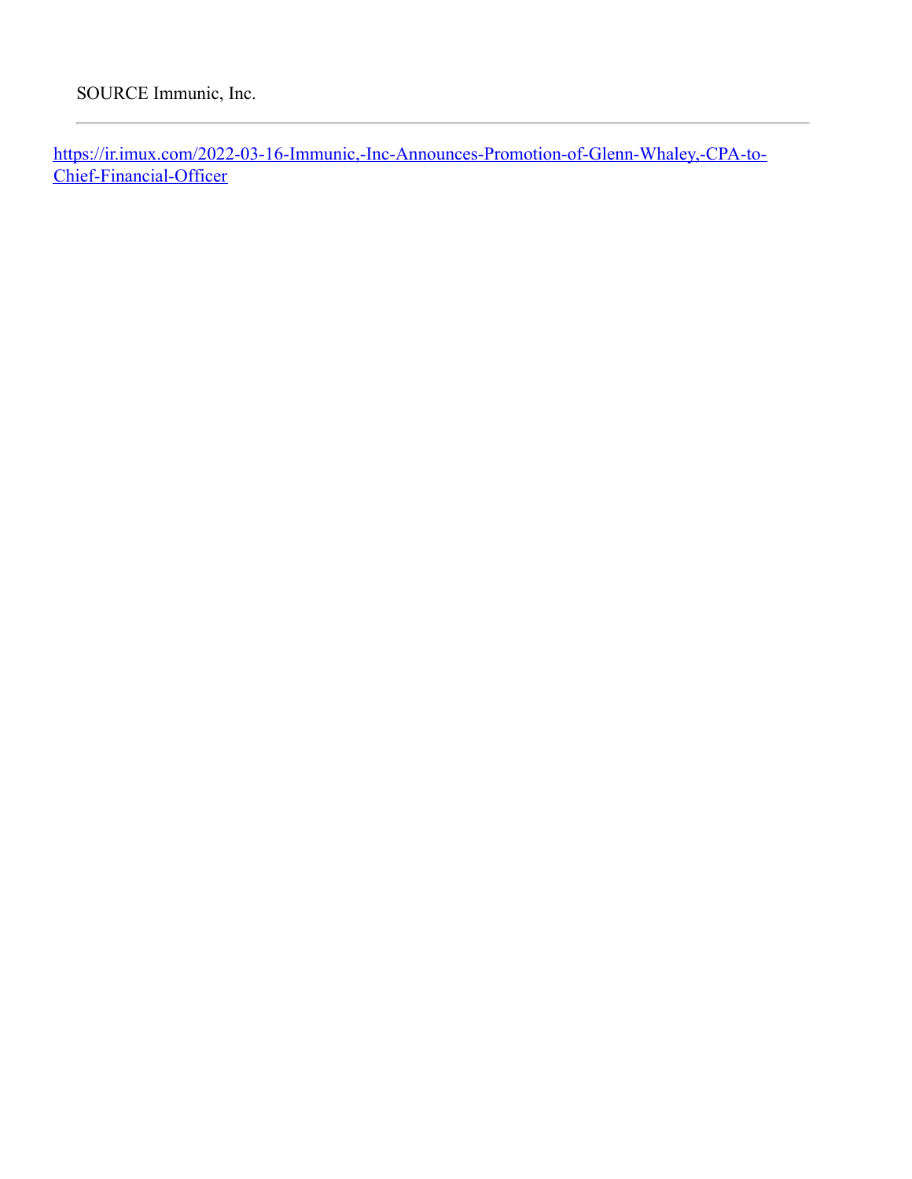SOURCE Immunic, Inc.

---

https://ir.imux.com/2022-03-16-Immunic,-Inc-Announces-Promotion-of-Glenn-Whaley,-CPA-to-Chief-Financial-Officer